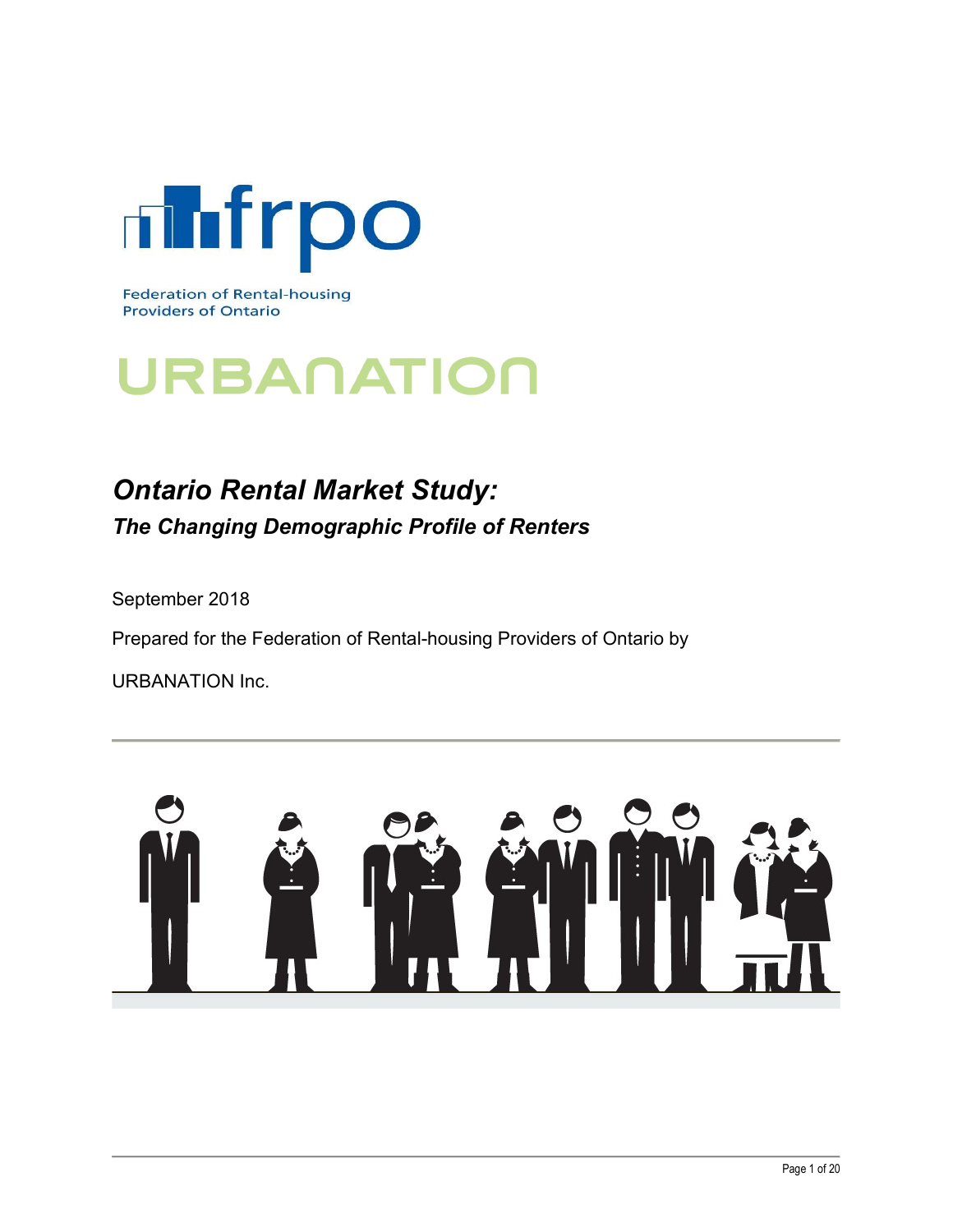frpo

Federation of Rental-housing Providers of Ontario

URBANATION

# *Ontario Rental Market Study:*

## *The Changing Demographic Profile of Renters*

September 2018

Prepared for the Federation of Rental-housing Providers of Ontario by

URBANATION Inc.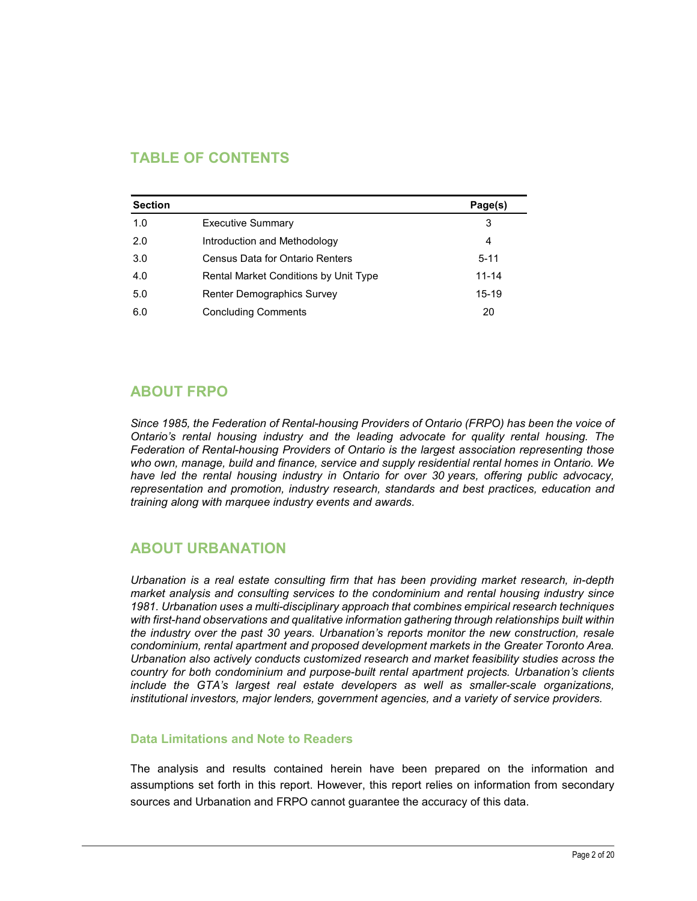## TABLE OF CONTENTS

| Section | | Page(s) |
|---|---|---|
| 1.0 | Executive Summary | 3 |
| 2.0 | Introduction and Methodology | 4 |
| 3.0 | Census Data for Ontario Renters | 5-11 |
| 4.0 | Rental Market Conditions by Unit Type | 11-14 |
| 5.0 | Renter Demographics Survey | 15-19 |
| 6.0 | Concluding Comments | 20 |

## ABOUT FRPO

*Since 1985, the Federation of Rental-housing Providers of Ontario (FRPO) has been the voice of Ontario's rental housing industry and the leading advocate for quality rental housing. The Federation of Rental-housing Providers of Ontario is the largest association representing those who own, manage, build and finance, service and supply residential rental homes in Ontario. We have led the rental housing industry in Ontario for over 30 years, offering public advocacy, representation and promotion, industry research, standards and best practices, education and training along with marquee industry events and awards.*

## ABOUT URBANATION

*Urbanation is a real estate consulting firm that has been providing market research, in-depth market analysis and consulting services to the condominium and rental housing industry since 1981. Urbanation uses a multi-disciplinary approach that combines empirical research techniques with first-hand observations and qualitative information gathering through relationships built within the industry over the past 30 years. Urbanation's reports monitor the new construction, resale condominium, rental apartment and proposed development markets in the Greater Toronto Area. Urbanation also actively conducts customized research and market feasibility studies across the country for both condominium and purpose-built rental apartment projects. Urbanation's clients include the GTA's largest real estate developers as well as smaller-scale organizations, institutional investors, major lenders, government agencies, and a variety of service providers.*

### Data Limitations and Note to Readers

The analysis and results contained herein have been prepared on the information and assumptions set forth in this report. However, this report relies on information from secondary sources and Urbanation and FRPO cannot guarantee the accuracy of this data.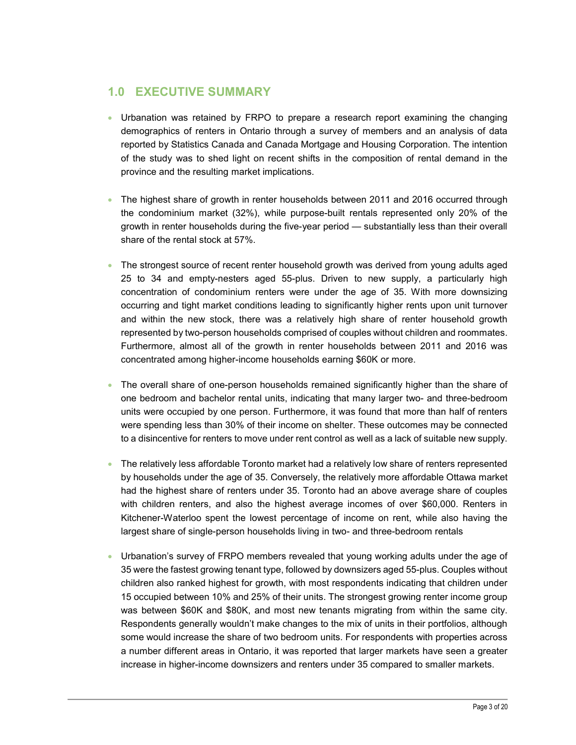## 1.0 EXECUTIVE SUMMARY

- Urbanation was retained by FRPO to prepare a research report examining the changing demographics of renters in Ontario through a survey of members and an analysis of data reported by Statistics Canada and Canada Mortgage and Housing Corporation. The intention of the study was to shed light on recent shifts in the composition of rental demand in the province and the resulting market implications.

- The highest share of growth in renter households between 2011 and 2016 occurred through the condominium market (32%), while purpose-built rentals represented only 20% of the growth in renter households during the five-year period — substantially less than their overall share of the rental stock at 57%.

- The strongest source of recent renter household growth was derived from young adults aged 25 to 34 and empty-nesters aged 55-plus. Driven to new supply, a particularly high concentration of condominium renters were under the age of 35. With more downsizing occurring and tight market conditions leading to significantly higher rents upon unit turnover and within the new stock, there was a relatively high share of renter household growth represented by two-person households comprised of couples without children and roommates. Furthermore, almost all of the growth in renter households between 2011 and 2016 was concentrated among higher-income households earning $60K or more.

- The overall share of one-person households remained significantly higher than the share of one bedroom and bachelor rental units, indicating that many larger two- and three-bedroom units were occupied by one person. Furthermore, it was found that more than half of renters were spending less than 30% of their income on shelter. These outcomes may be connected to a disincentive for renters to move under rent control as well as a lack of suitable new supply.

- The relatively less affordable Toronto market had a relatively low share of renters represented by households under the age of 35. Conversely, the relatively more affordable Ottawa market had the highest share of renters under 35. Toronto had an above average share of couples with children renters, and also the highest average incomes of over $60,000. Renters in Kitchener-Waterloo spent the lowest percentage of income on rent, while also having the largest share of single-person households living in two- and three-bedroom rentals

- Urbanation's survey of FRPO members revealed that young working adults under the age of 35 were the fastest growing tenant type, followed by downsizers aged 55-plus. Couples without children also ranked highest for growth, with most respondents indicating that children under 15 occupied between 10% and 25% of their units. The strongest growing renter income group was between $60K and $80K, and most new tenants migrating from within the same city. Respondents generally wouldn't make changes to the mix of units in their portfolios, although some would increase the share of two bedroom units. For respondents with properties across a number different areas in Ontario, it was reported that larger markets have seen a greater increase in higher-income downsizers and renters under 35 compared to smaller markets.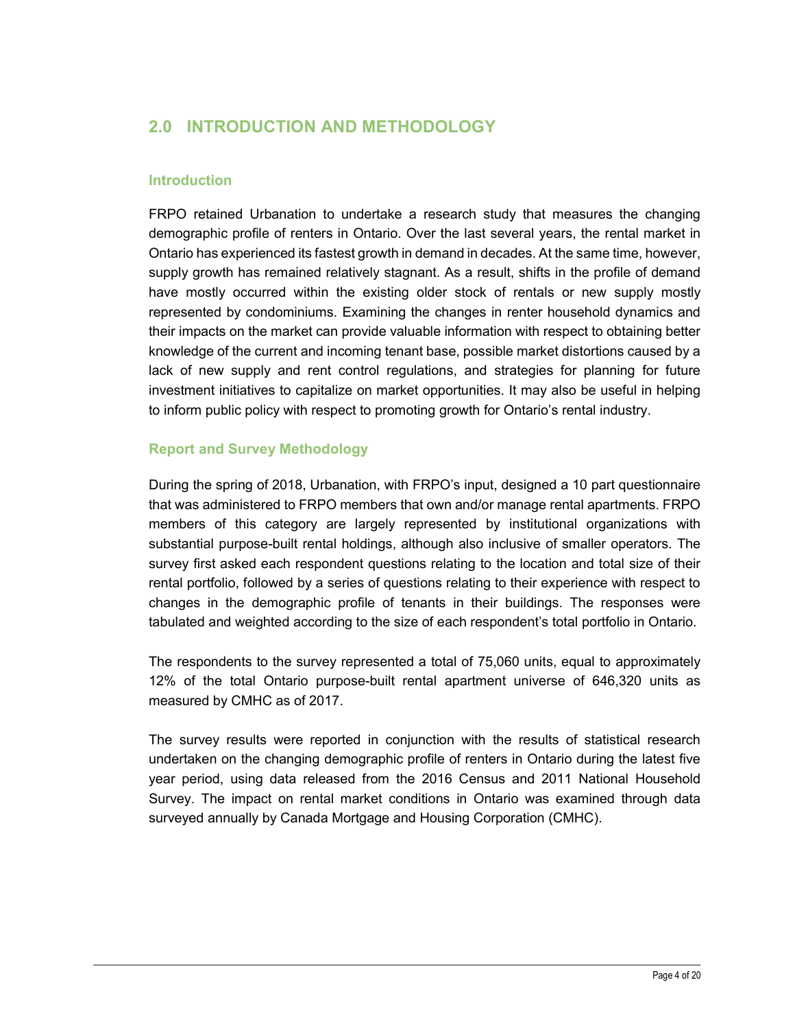## 2.0 INTRODUCTION AND METHODOLOGY

### Introduction

FRPO retained Urbanation to undertake a research study that measures the changing demographic profile of renters in Ontario. Over the last several years, the rental market in Ontario has experienced its fastest growth in demand in decades. At the same time, however, supply growth has remained relatively stagnant. As a result, shifts in the profile of demand have mostly occurred within the existing older stock of rentals or new supply mostly represented by condominiums. Examining the changes in renter household dynamics and their impacts on the market can provide valuable information with respect to obtaining better knowledge of the current and incoming tenant base, possible market distortions caused by a lack of new supply and rent control regulations, and strategies for planning for future investment initiatives to capitalize on market opportunities. It may also be useful in helping to inform public policy with respect to promoting growth for Ontario's rental industry.

### Report and Survey Methodology

During the spring of 2018, Urbanation, with FRPO's input, designed a 10 part questionnaire that was administered to FRPO members that own and/or manage rental apartments. FRPO members of this category are largely represented by institutional organizations with substantial purpose-built rental holdings, although also inclusive of smaller operators. The survey first asked each respondent questions relating to the location and total size of their rental portfolio, followed by a series of questions relating to their experience with respect to changes in the demographic profile of tenants in their buildings. The responses were tabulated and weighted according to the size of each respondent's total portfolio in Ontario.

The respondents to the survey represented a total of 75,060 units, equal to approximately 12% of the total Ontario purpose-built rental apartment universe of 646,320 units as measured by CMHC as of 2017.

The survey results were reported in conjunction with the results of statistical research undertaken on the changing demographic profile of renters in Ontario during the latest five year period, using data released from the 2016 Census and 2011 National Household Survey. The impact on rental market conditions in Ontario was examined through data surveyed annually by Canada Mortgage and Housing Corporation (CMHC).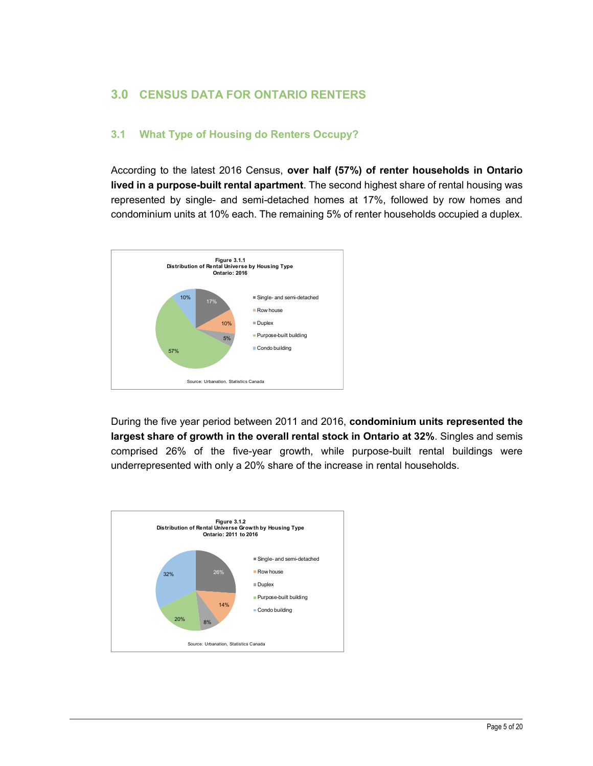# 3.0 CENSUS DATA FOR ONTARIO RENTERS

## 3.1 What Type of Housing do Renters Occupy?

According to the latest 2016 Census, **over half (57%) of renter households in Ontario lived in a purpose-built rental apartment**. The second highest share of rental housing was represented by single- and semi-detached homes at 17%, followed by row homes and condominium units at 10% each. The remaining 5% of renter households occupied a duplex.

**Figure 3.1.1**
**Distribution of Rental Universe by Housing Type**
**Ontario: 2016**

| Housing Type | Share |
|---|---|
| Single- and semi-detached | 17% |
| Row house | 10% |
| Duplex | 5% |
| Purpose-built building | 57% |
| Condo building | 10% |

Source: Urbanation, Statistics Canada

During the five year period between 2011 and 2016, **condominium units represented the largest share of growth in the overall rental stock in Ontario at 32%**. Singles and semis comprised 26% of the five-year growth, while purpose-built rental buildings were underrepresented with only a 20% share of the increase in rental households.

**Figure 3.1.2**
**Distribution of Rental Universe Growth by Housing Type**
**Ontario: 2011 to 2016**

| Housing Type | Share |
|---|---|
| Single- and semi-detached | 26% |
| Row house | 14% |
| Duplex | 8% |
| Purpose-built building | 20% |
| Condo building | 32% |

Source: Urbanation, Statistics Canada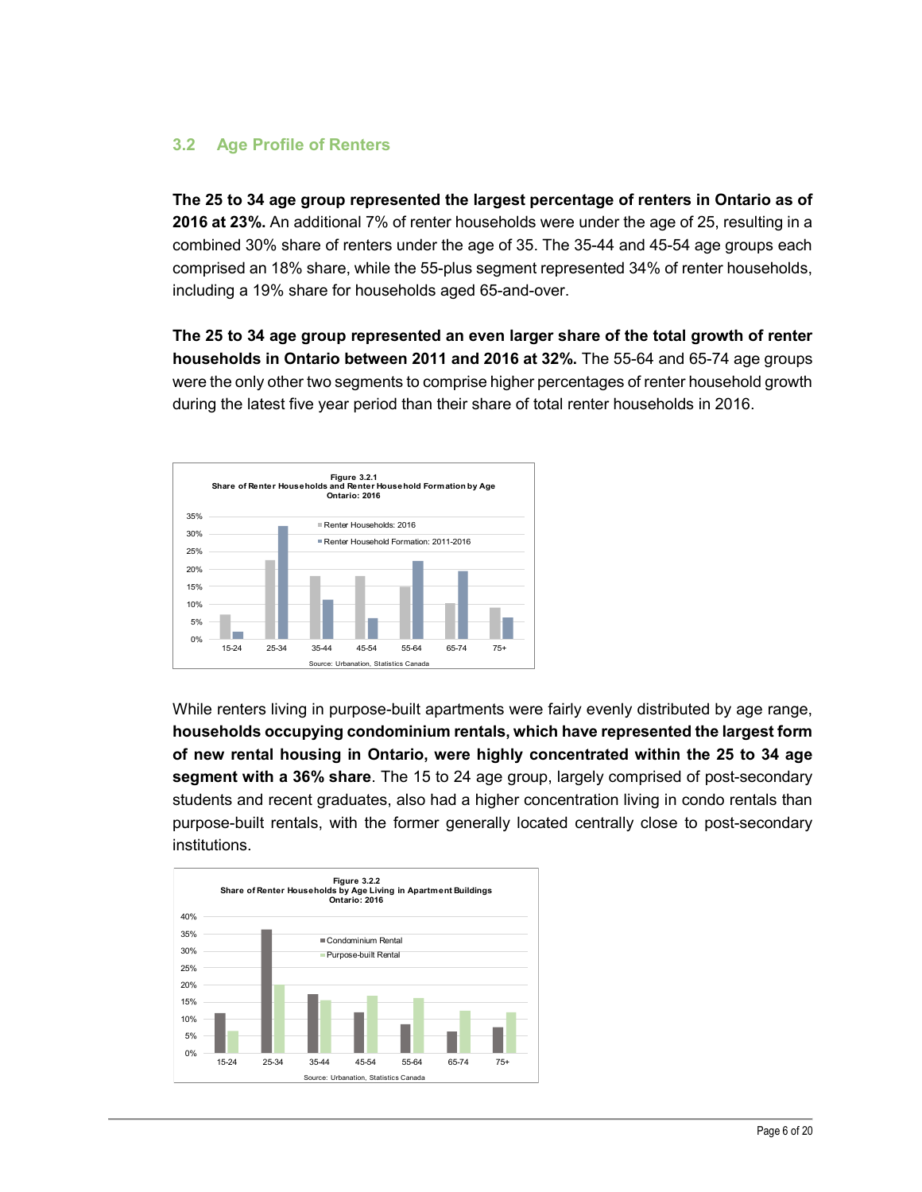## 3.2 Age Profile of Renters

**The 25 to 34 age group represented the largest percentage of renters in Ontario as of 2016 at 23%.** An additional 7% of renter households were under the age of 25, resulting in a combined 30% share of renters under the age of 35. The 35-44 and 45-54 age groups each comprised an 18% share, while the 55-plus segment represented 34% of renter households, including a 19% share for households aged 65-and-over.

**The 25 to 34 age group represented an even larger share of the total growth of renter households in Ontario between 2011 and 2016 at 32%.** The 55-64 and 65-74 age groups were the only other two segments to comprise higher percentages of renter household growth during the latest five year period than their share of total renter households in 2016.

Figure 3.2.1
Share of Renter Households and Renter Household Formation by Age
Ontario: 2016

Source: Urbanation, Statistics Canada

While renters living in purpose-built apartments were fairly evenly distributed by age range, **households occupying condominium rentals, which have represented the largest form of new rental housing in Ontario, were highly concentrated within the 25 to 34 age segment with a 36% share**. The 15 to 24 age group, largely comprised of post-secondary students and recent graduates, also had a higher concentration living in condo rentals than purpose-built rentals, with the former generally located centrally close to post-secondary institutions.

Figure 3.2.2
Share of Renter Households by Age Living in Apartment Buildings
Ontario: 2016

Source: Urbanation, Statistics Canada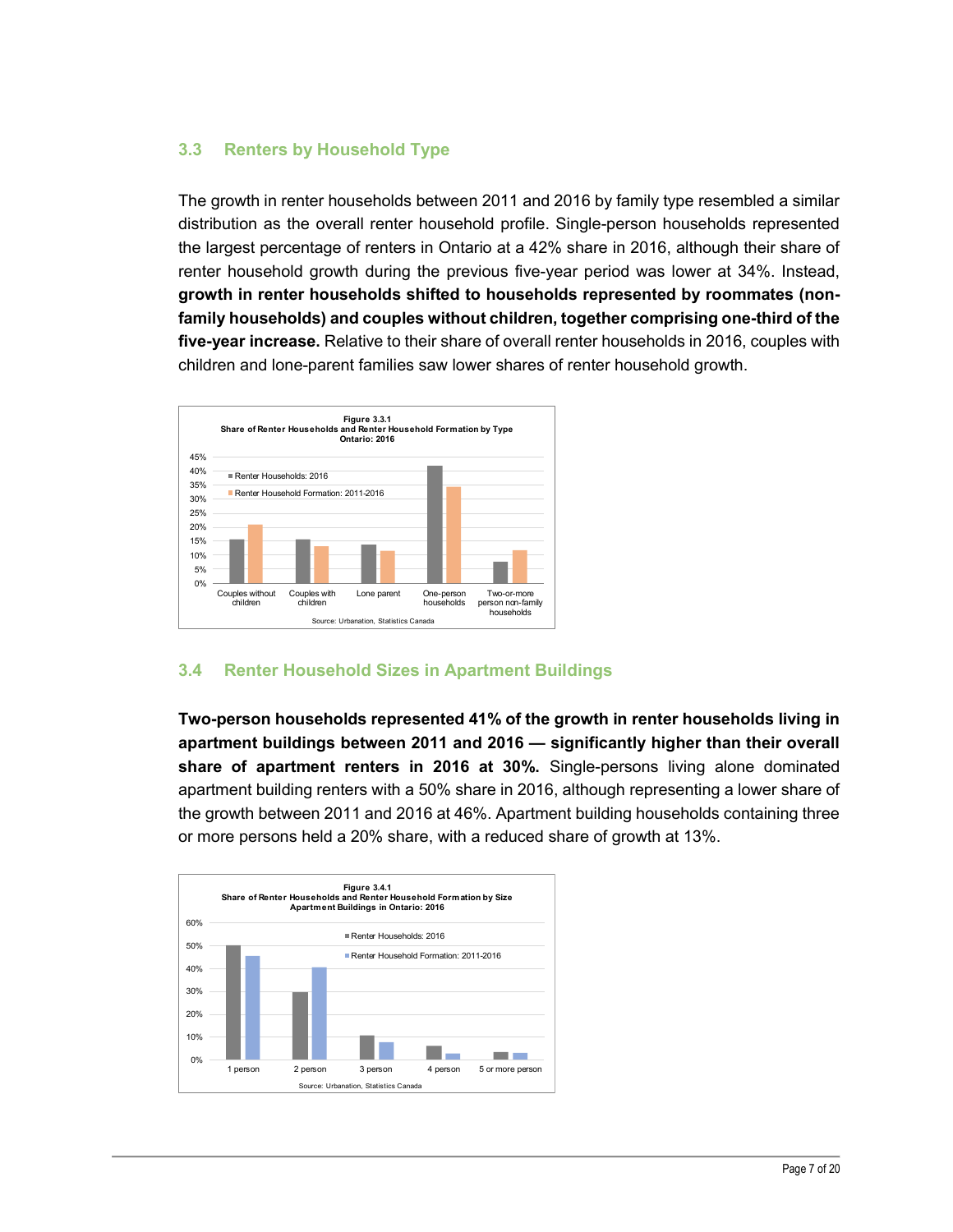## 3.3 Renters by Household Type

The growth in renter households between 2011 and 2016 by family type resembled a similar distribution as the overall renter household profile. Single-person households represented the largest percentage of renters in Ontario at a 42% share in 2016, although their share of renter household growth during the previous five-year period was lower at 34%. Instead, **growth in renter households shifted to households represented by roommates (non-family households) and couples without children, together comprising one-third of the five-year increase.** Relative to their share of overall renter households in 2016, couples with children and lone-parent families saw lower shares of renter household growth.

**Figure 3.3.1**
**Share of Renter Households and Renter Household Formation by Type**
**Ontario: 2016**

| | Couples without children | Couples with children | Lone parent | One-person households | Two-or-more person non-family households |
|---|---|---|---|---|---|
| Renter Households: 2016 | ~16% | ~16% | ~14% | ~42% | ~8% |
| Renter Household Formation: 2011-2016 | ~21% | ~13% | ~12% | ~34% | ~12% |

Source: Urbanation, Statistics Canada

## 3.4 Renter Household Sizes in Apartment Buildings

**Two-person households represented 41% of the growth in renter households living in apartment buildings between 2011 and 2016 — significantly higher than their overall share of apartment renters in 2016 at 30%.** Single-persons living alone dominated apartment building renters with a 50% share in 2016, although representing a lower share of the growth between 2011 and 2016 at 46%. Apartment building households containing three or more persons held a 20% share, with a reduced share of growth at 13%.

**Figure 3.4.1**
**Share of Renter Households and Renter Household Formation by Size**
**Apartment Buildings in Ontario: 2016**

| | 1 person | 2 person | 3 person | 4 person | 5 or more person |
|---|---|---|---|---|---|
| Renter Households: 2016 | ~50% | ~30% | ~11% | ~6% | ~3% |
| Renter Household Formation: 2011-2016 | ~46% | ~41% | ~8% | ~3% | ~3% |

Source: Urbanation, Statistics Canada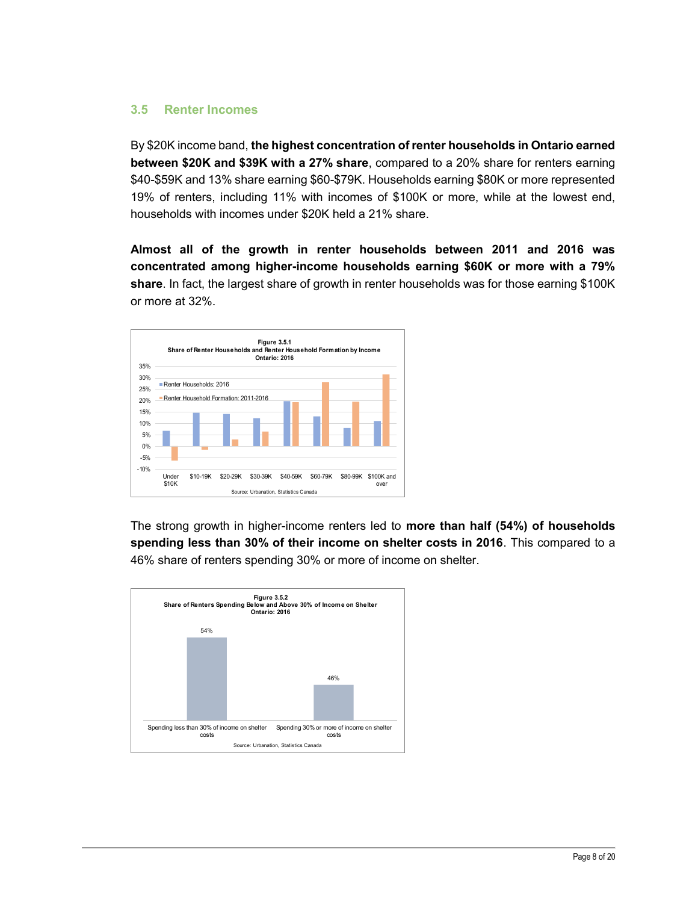## 3.5 Renter Incomes

By $20K income band, **the highest concentration of renter households in Ontario earned between $20K and $39K with a 27% share**, compared to a 20% share for renters earning $40-$59K and 13% share earning $60-$79K. Households earning $80K or more represented 19% of renters, including 11% with incomes of $100K or more, while at the lowest end, households with incomes under $20K held a 21% share.

**Almost all of the growth in renter households between 2011 and 2016 was concentrated among higher-income households earning $60K or more with a 79% share**. In fact, the largest share of growth in renter households was for those earning $100K or more at 32%.

Figure 3.5.1
Share of Renter Households and Renter Household Formation by Income
Ontario: 2016

Source: Urbanation, Statistics Canada

The strong growth in higher-income renters led to **more than half (54%) of households spending less than 30% of their income on shelter costs in 2016**. This compared to a 46% share of renters spending 30% or more of income on shelter.

Figure 3.5.2
Share of Renters Spending Below and Above 30% of Income on Shelter
Ontario: 2016

| Spending less than 30% of income on shelter costs | Spending 30% or more of income on shelter costs |
|---|---|
| 54% | 46% |

Source: Urbanation, Statistics Canada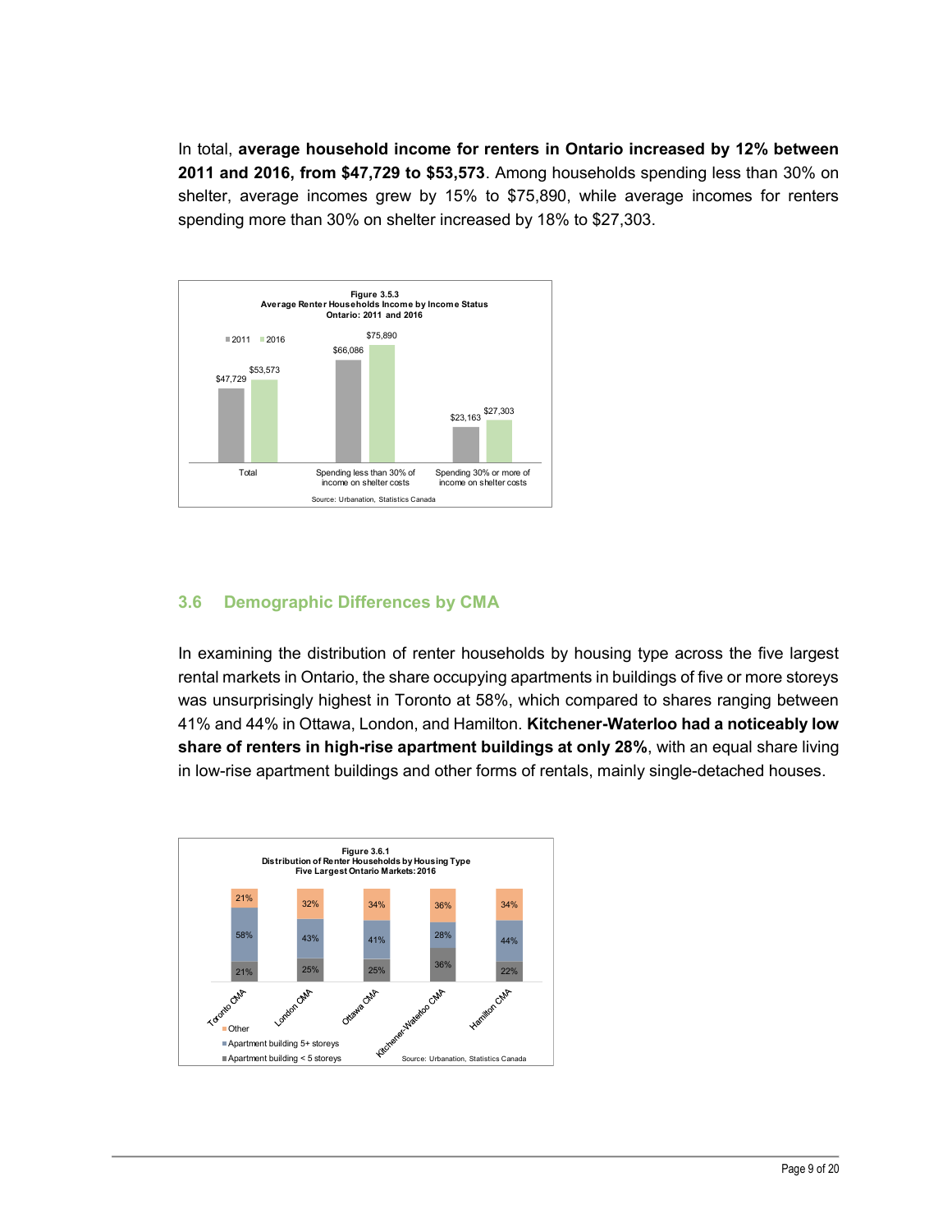In total, **average household income for renters in Ontario increased by 12% between 2011 and 2016, from $47,729 to $53,573**. Among households spending less than 30% on shelter, average incomes grew by 15% to $75,890, while average incomes for renters spending more than 30% on shelter increased by 18% to $27,303.

**Figure 3.5.3**
**Average Renter Households Income by Income Status**
**Ontario: 2011 and 2016**

| | 2011 | 2016 |
|---|---|---|
| Total | $47,729 | $53,573 |
| Spending less than 30% of income on shelter costs | $66,086 | $75,890 |
| Spending 30% or more of income on shelter costs | $23,163 | $27,303 |

Source: Urbanation, Statistics Canada

## 3.6 Demographic Differences by CMA

In examining the distribution of renter households by housing type across the five largest rental markets in Ontario, the share occupying apartments in buildings of five or more storeys was unsurprisingly highest in Toronto at 58%, which compared to shares ranging between 41% and 44% in Ottawa, London, and Hamilton. **Kitchener-Waterloo had a noticeably low share of renters in high-rise apartment buildings at only 28%**, with an equal share living in low-rise apartment buildings and other forms of rentals, mainly single-detached houses.

**Figure 3.6.1**
**Distribution of Renter Households by Housing Type**
**Five Largest Ontario Markets: 2016**

| | Toronto CMA | London CMA | Ottawa CMA | Kitchener-Waterloo CMA | Hamilton CMA |
|---|---|---|---|---|---|
| Other | 21% | 32% | 34% | 36% | 34% |
| Apartment building 5+ storeys | 58% | 43% | 41% | 28% | 44% |
| Apartment building < 5 storeys | 21% | 25% | 25% | 36% | 22% |

Source: Urbanation, Statistics Canada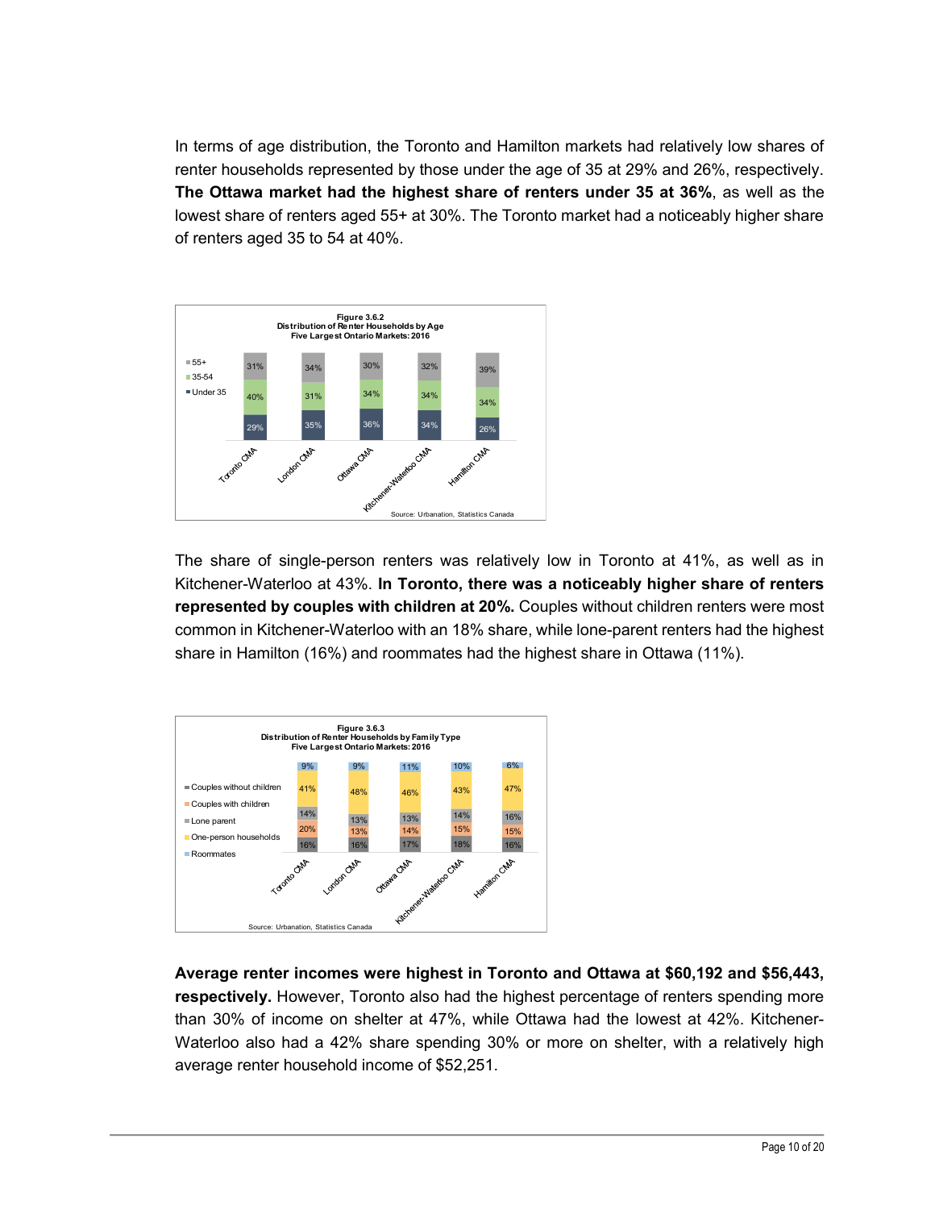In terms of age distribution, the Toronto and Hamilton markets had relatively low shares of renter households represented by those under the age of 35 at 29% and 26%, respectively. **The Ottawa market had the highest share of renters under 35 at 36%**, as well as the lowest share of renters aged 55+ at 30%. The Toronto market had a noticeably higher share of renters aged 35 to 54 at 40%.

**Figure 3.6.2**
**Distribution of Renter Households by Age**
**Five Largest Ontario Markets: 2016**

| | Toronto CMA | London CMA | Ottawa CMA | Kitchener-Waterloo CMA | Hamilton CMA |
|---|---|---|---|---|---|
| 55+ | 31% | 34% | 30% | 32% | 39% |
| 35-54 | 40% | 31% | 34% | 34% | 34% |
| Under 35 | 29% | 35% | 36% | 34% | 26% |

Source: Urbanation, Statistics Canada

The share of single-person renters was relatively low in Toronto at 41%, as well as in Kitchener-Waterloo at 43%. **In Toronto, there was a noticeably higher share of renters represented by couples with children at 20%.** Couples without children renters were most common in Kitchener-Waterloo with an 18% share, while lone-parent renters had the highest share in Hamilton (16%) and roommates had the highest share in Ottawa (11%).

**Figure 3.6.3**
**Distribution of Renter Households by Family Type**
**Five Largest Ontario Markets: 2016**

| | Toronto CMA | London CMA | Ottawa CMA | Kitchener-Waterloo CMA | Hamilton CMA |
|---|---|---|---|---|---|
| Roommates | 9% | 9% | 11% | 10% | 6% |
| One-person households | 41% | 48% | 46% | 43% | 47% |
| Lone parent | 14% | 13% | 13% | 14% | 16% |
| Couples with children | 20% | 13% | 14% | 15% | 15% |
| Couples without children | 16% | 16% | 17% | 18% | 16% |

Source: Urbanation, Statistics Canada

**Average renter incomes were highest in Toronto and Ottawa at $60,192 and $56,443, respectively.** However, Toronto also had the highest percentage of renters spending more than 30% of income on shelter at 47%, while Ottawa had the lowest at 42%. Kitchener-Waterloo also had a 42% share spending 30% or more on shelter, with a relatively high average renter household income of $52,251.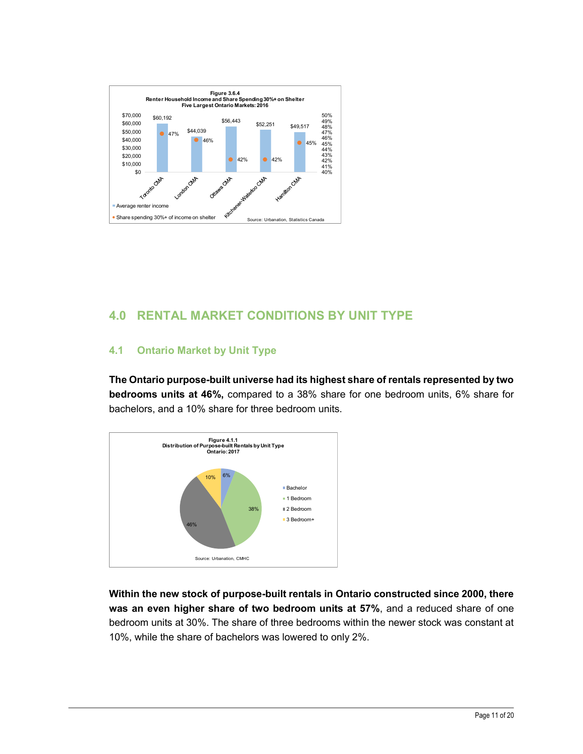**Figure 3.6.4**
**Renter Household Income and Share Spending 30%+ on Shelter**
**Five Largest Ontario Markets: 2016**

| Market | Average renter income | Share spending 30%+ of income on shelter |
|---|---|---|
| Toronto CMA | $60,192 | 47% |
| London CMA | $44,039 | 46% |
| Ottawa CMA | $56,443 | 42% |
| Kitchener-Waterloo CMA | $52,251 | 42% |
| Hamilton CMA | $49,517 | 45% |

Source: Urbanation, Statistics Canada

## 4.0 RENTAL MARKET CONDITIONS BY UNIT TYPE

### 4.1 Ontario Market by Unit Type

**The Ontario purpose-built universe had its highest share of rentals represented by two bedrooms units at 46%,** compared to a 38% share for one bedroom units, 6% share for bachelors, and a 10% share for three bedroom units.

**Figure 4.1.1**
**Distribution of Purpose-built Rentals by Unit Type**
**Ontario: 2017**

| Unit Type | Share |
|---|---|
| Bachelor | 6% |
| 1 Bedroom | 38% |
| 2 Bedroom | 46% |
| 3 Bedroom+ | 10% |

Source: Urbanation, CMHC

**Within the new stock of purpose-built rentals in Ontario constructed since 2000, there was an even higher share of two bedroom units at 57%**, and a reduced share of one bedroom units at 30%. The share of three bedrooms within the newer stock was constant at 10%, while the share of bachelors was lowered to only 2%.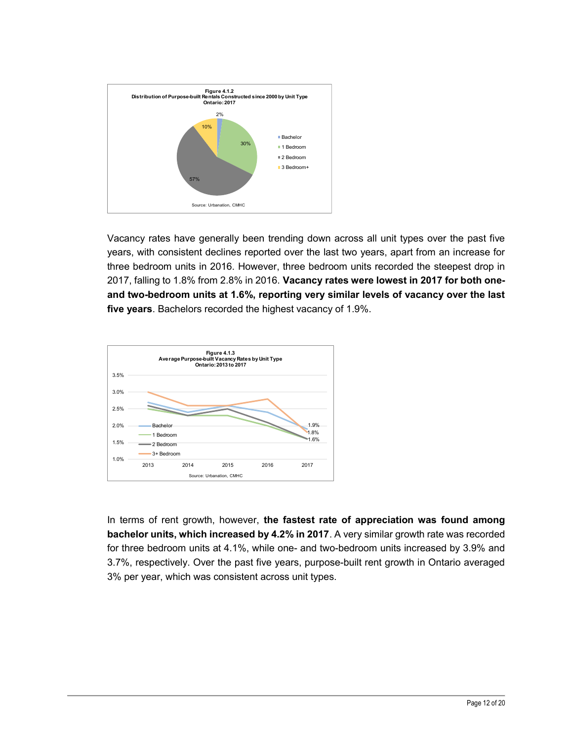**Figure 4.1.2**
**Distribution of Purpose-built Rentals Constructed since 2000 by Unit Type**
**Ontario: 2017**

| Unit Type | Share |
|---|---|
| Bachelor | 2% |
| 1 Bedroom | 30% |
| 2 Bedroom | 57% |
| 3 Bedroom+ | 10% |

Source: Urbanation, CMHC

Vacancy rates have generally been trending down across all unit types over the past five years, with consistent declines reported over the last two years, apart from an increase for three bedroom units in 2016. However, three bedroom units recorded the steepest drop in 2017, falling to 1.8% from 2.8% in 2016. **Vacancy rates were lowest in 2017 for both one- and two-bedroom units at 1.6%, reporting very similar levels of vacancy over the last five years**. Bachelors recorded the highest vacancy of 1.9%.

**Figure 4.1.3**
**Average Purpose-built Vacancy Rates by Unit Type**
**Ontario: 2013 to 2017**

Series: Bachelor, 1 Bedroom, 2 Bedroom, 3+ Bedroom. Labelled 2017 values: 1.9%, 1.8%, 1.6%.

Source: Urbanation, CMHC

In terms of rent growth, however, **the fastest rate of appreciation was found among bachelor units, which increased by 4.2% in 2017**. A very similar growth rate was recorded for three bedroom units at 4.1%, while one- and two-bedroom units increased by 3.9% and 3.7%, respectively. Over the past five years, purpose-built rent growth in Ontario averaged 3% per year, which was consistent across unit types.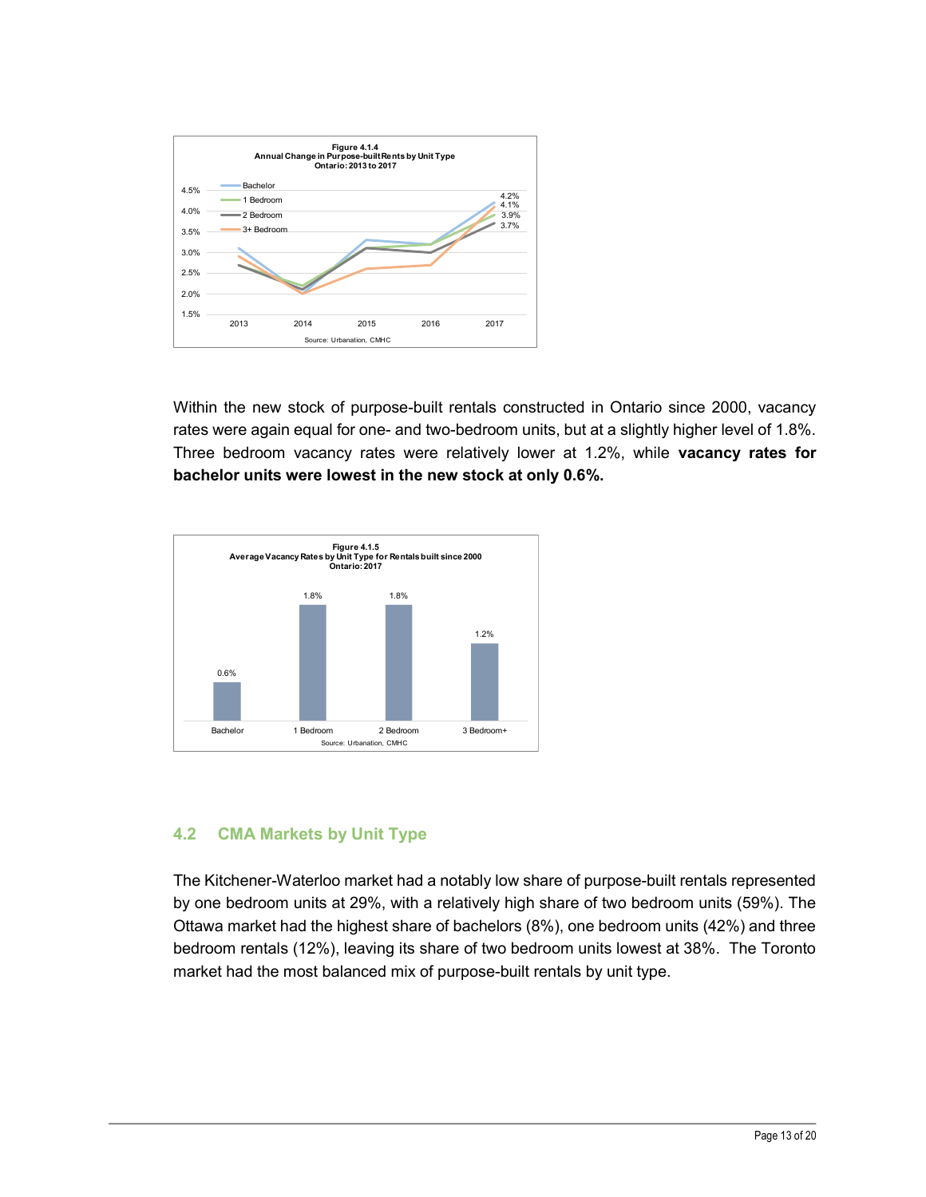**Figure 4.1.4**
**Annual Change in Purpose-built Rents by Unit Type**
**Ontario: 2013 to 2017**

Source: Urbanation, CMHC

Within the new stock of purpose-built rentals constructed in Ontario since 2000, vacancy rates were again equal for one- and two-bedroom units, but at a slightly higher level of 1.8%. Three bedroom vacancy rates were relatively lower at 1.2%, while **vacancy rates for bachelor units were lowest in the new stock at only 0.6%.**

**Figure 4.1.5**
**Average Vacancy Rates by Unit Type for Rentals built since 2000**
**Ontario: 2017**

| Unit Type | Vacancy Rate |
|---|---|
| Bachelor | 0.6% |
| 1 Bedroom | 1.8% |
| 2 Bedroom | 1.8% |
| 3 Bedroom+ | 1.2% |

Source: Urbanation, CMHC

## 4.2 CMA Markets by Unit Type

The Kitchener-Waterloo market had a notably low share of purpose-built rentals represented by one bedroom units at 29%, with a relatively high share of two bedroom units (59%). The Ottawa market had the highest share of bachelors (8%), one bedroom units (42%) and three bedroom rentals (12%), leaving its share of two bedroom units lowest at 38%. The Toronto market had the most balanced mix of purpose-built rentals by unit type.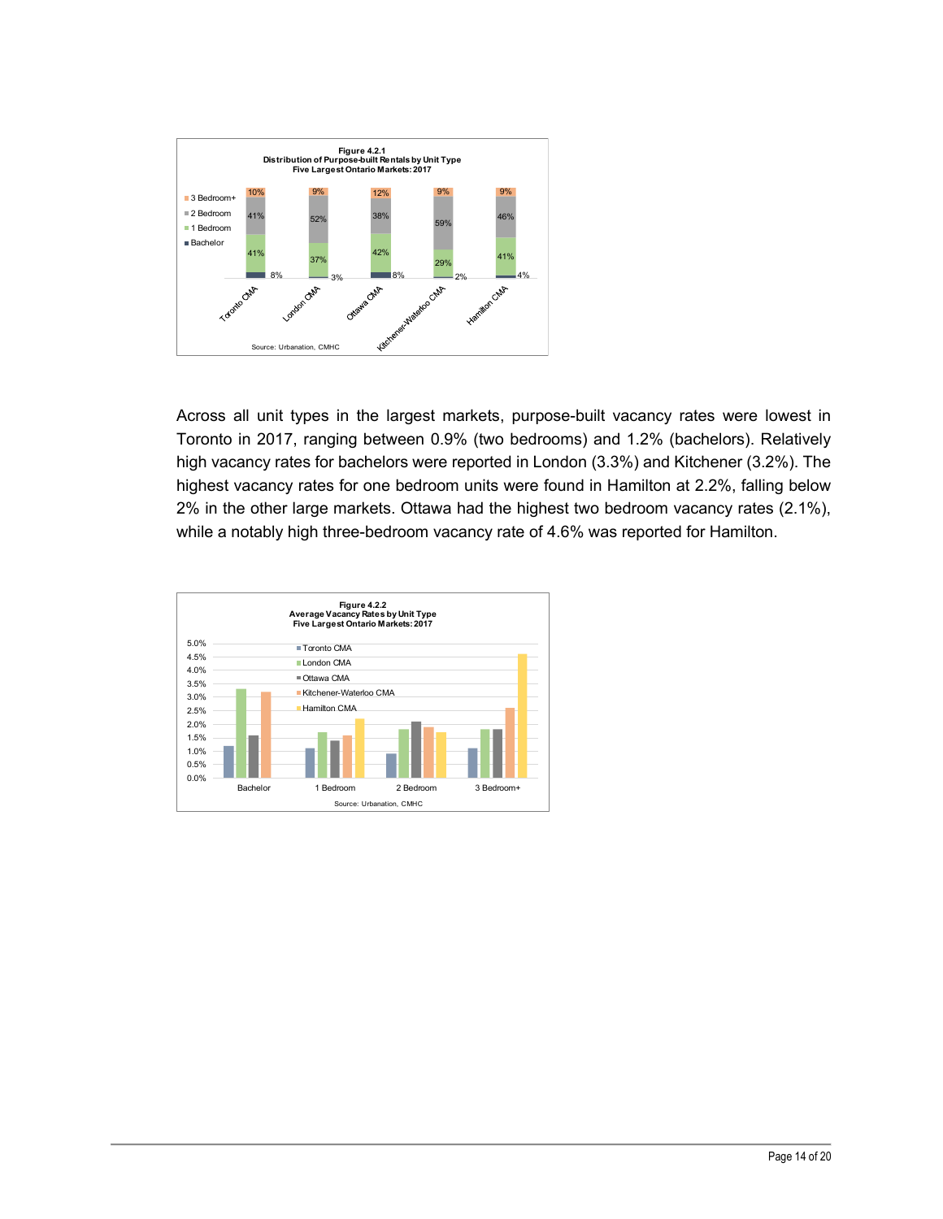Figure 4.2.1
Distribution of Purpose-built Rentals by Unit Type
Five Largest Ontario Markets: 2017

| | Toronto CMA | London CMA | Ottawa CMA | Kitchener-Waterloo CMA | Hamilton CMA |
|---|---|---|---|---|---|
| 3 Bedroom+ | 10% | 9% | 12% | 9% | 9% |
| 2 Bedroom | 41% | 52% | 38% | 59% | 46% |
| 1 Bedroom | 41% | 37% | 42% | 29% | 41% |
| Bachelor | 8% | 3% | 8% | 2% | 4% |

Source: Urbanation, CMHC

Across all unit types in the largest markets, purpose-built vacancy rates were lowest in Toronto in 2017, ranging between 0.9% (two bedrooms) and 1.2% (bachelors). Relatively high vacancy rates for bachelors were reported in London (3.3%) and Kitchener (3.2%). The highest vacancy rates for one bedroom units were found in Hamilton at 2.2%, falling below 2% in the other large markets. Ottawa had the highest two bedroom vacancy rates (2.1%), while a notably high three-bedroom vacancy rate of 4.6% was reported for Hamilton.

Figure 4.2.2
Average Vacancy Rates by Unit Type
Five Largest Ontario Markets: 2017

Source: Urbanation, CMHC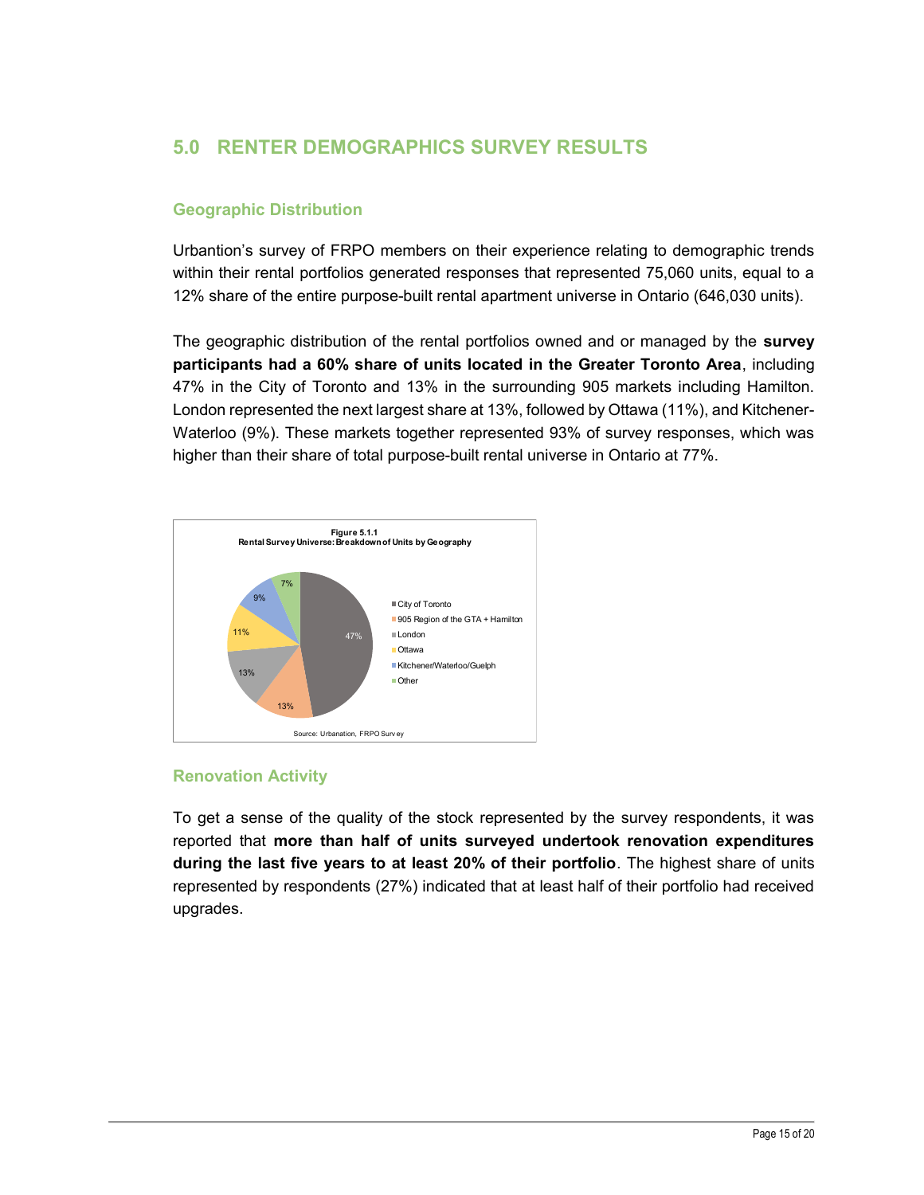## 5.0 RENTER DEMOGRAPHICS SURVEY RESULTS

### Geographic Distribution

Urbantion's survey of FRPO members on their experience relating to demographic trends within their rental portfolios generated responses that represented 75,060 units, equal to a 12% share of the entire purpose-built rental apartment universe in Ontario (646,030 units).

The geographic distribution of the rental portfolios owned and or managed by the **survey participants had a 60% share of units located in the Greater Toronto Area**, including 47% in the City of Toronto and 13% in the surrounding 905 markets including Hamilton. London represented the next largest share at 13%, followed by Ottawa (11%), and Kitchener-Waterloo (9%). These markets together represented 93% of survey responses, which was higher than their share of total purpose-built rental universe in Ontario at 77%.

**Figure 5.1.1**
**Rental Survey Universe: Breakdown of Units by Geography**

| Geography | Share |
|---|---|
| City of Toronto | 47% |
| 905 Region of the GTA + Hamilton | 13% |
| London | 13% |
| Ottawa | 11% |
| Kitchener/Waterloo/Guelph | 9% |
| Other | 7% |

Source: Urbanation, FRPO Survey

### Renovation Activity

To get a sense of the quality of the stock represented by the survey respondents, it was reported that **more than half of units surveyed undertook renovation expenditures during the last five years to at least 20% of their portfolio**. The highest share of units represented by respondents (27%) indicated that at least half of their portfolio had received upgrades.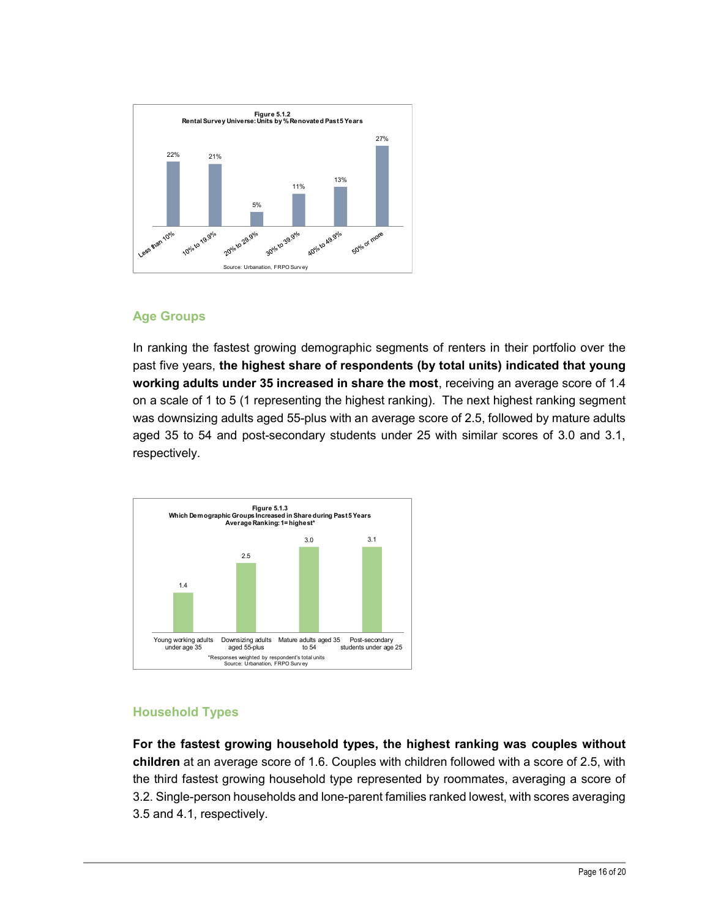**Figure 5.1.2**
**Rental Survey Universe: Units by % Renovated Past 5 Years**

| Category | Share |
|---|---|
| Less than 10% | 22% |
| 10% to 19.9% | 21% |
| 20% to 29.9% | 5% |
| 30% to 39.9% | 11% |
| 40% to 49.9% | 13% |
| 50% or more | 27% |

Source: Urbanation, FRPO Survey

## Age Groups

In ranking the fastest growing demographic segments of renters in their portfolio over the past five years, **the highest share of respondents (by total units) indicated that young working adults under 35 increased in share the most**, receiving an average score of 1.4 on a scale of 1 to 5 (1 representing the highest ranking). The next highest ranking segment was downsizing adults aged 55-plus with an average score of 2.5, followed by mature adults aged 35 to 54 and post-secondary students under 25 with similar scores of 3.0 and 3.1, respectively.

**Figure 5.1.3**
**Which Demographic Groups Increased in Share during Past 5 Years**
**Average Ranking: 1= highest***

| Group | Average Ranking |
|---|---|
| Young working adults under age 35 | 1.4 |
| Downsizing adults aged 55-plus | 2.5 |
| Mature adults aged 35 to 54 | 3.0 |
| Post-secondary students under age 25 | 3.1 |

*Responses weighted by respondent's total units
Source: Urbanation, FRPO Survey

## Household Types

**For the fastest growing household types, the highest ranking was couples without children** at an average score of 1.6. Couples with children followed with a score of 2.5, with the third fastest growing household type represented by roommates, averaging a score of 3.2. Single-person households and lone-parent families ranked lowest, with scores averaging 3.5 and 4.1, respectively.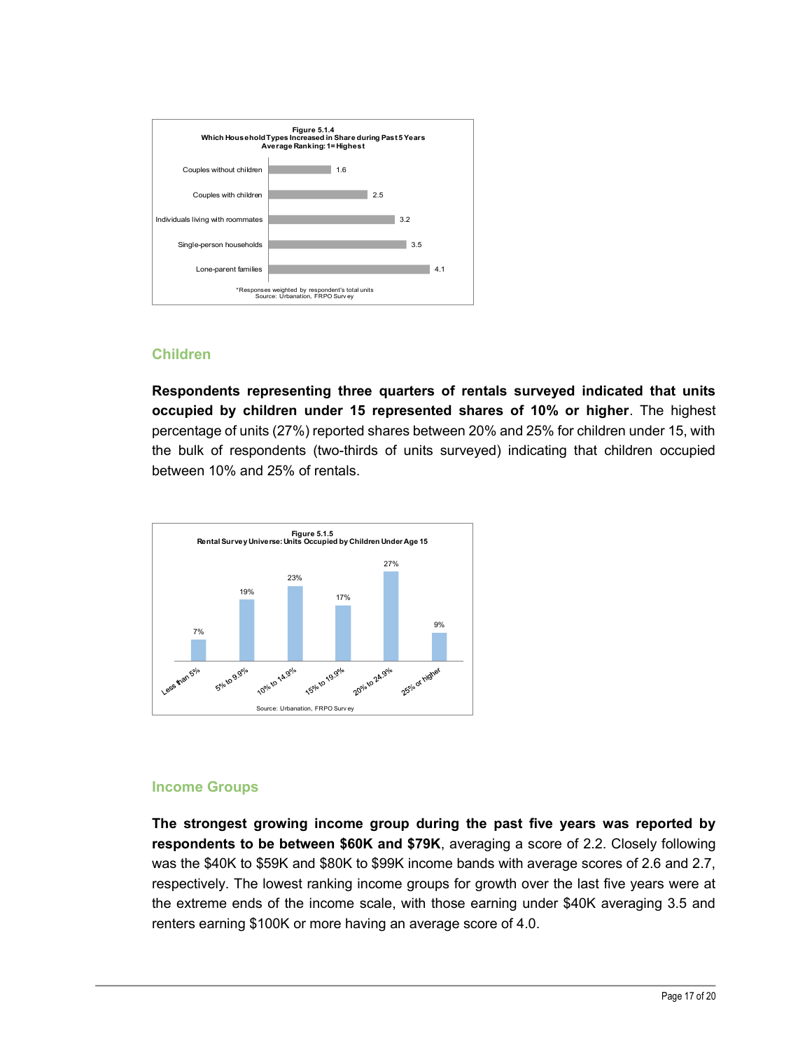**Figure 5.1.4**
**Which Household Types Increased in Share during Past 5 Years**
**Average Ranking: 1=Highest**

| Household Type | Average Ranking |
|---|---|
| Couples without children | 1.6 |
| Couples with children | 2.5 |
| Individuals living with roommates | 3.2 |
| Single-person households | 3.5 |
| Lone-parent families | 4.1 |

*Responses weighted by respondent's total units
Source: Urbanation, FRPO Survey

## Children

**Respondents representing three quarters of rentals surveyed indicated that units occupied by children under 15 represented shares of 10% or higher**. The highest percentage of units (27%) reported shares between 20% and 25% for children under 15, with the bulk of respondents (two-thirds of units surveyed) indicating that children occupied between 10% and 25% of rentals.

**Figure 5.1.5**
**Rental Survey Universe: Units Occupied by Children Under Age 15**

| Share | Units |
|---|---|
| Less than 5% | 7% |
| 5% to 9.9% | 19% |
| 10% to 14.9% | 23% |
| 15% to 19.9% | 17% |
| 20% to 24.9% | 27% |
| 25% or higher | 9% |

Source: Urbanation, FRPO Survey

## Income Groups

**The strongest growing income group during the past five years was reported by respondents to be between $60K and $79K**, averaging a score of 2.2. Closely following was the $40K to $59K and $80K to $99K income bands with average scores of 2.6 and 2.7, respectively. The lowest ranking income groups for growth over the last five years were at the extreme ends of the income scale, with those earning under $40K averaging 3.5 and renters earning $100K or more having an average score of 4.0.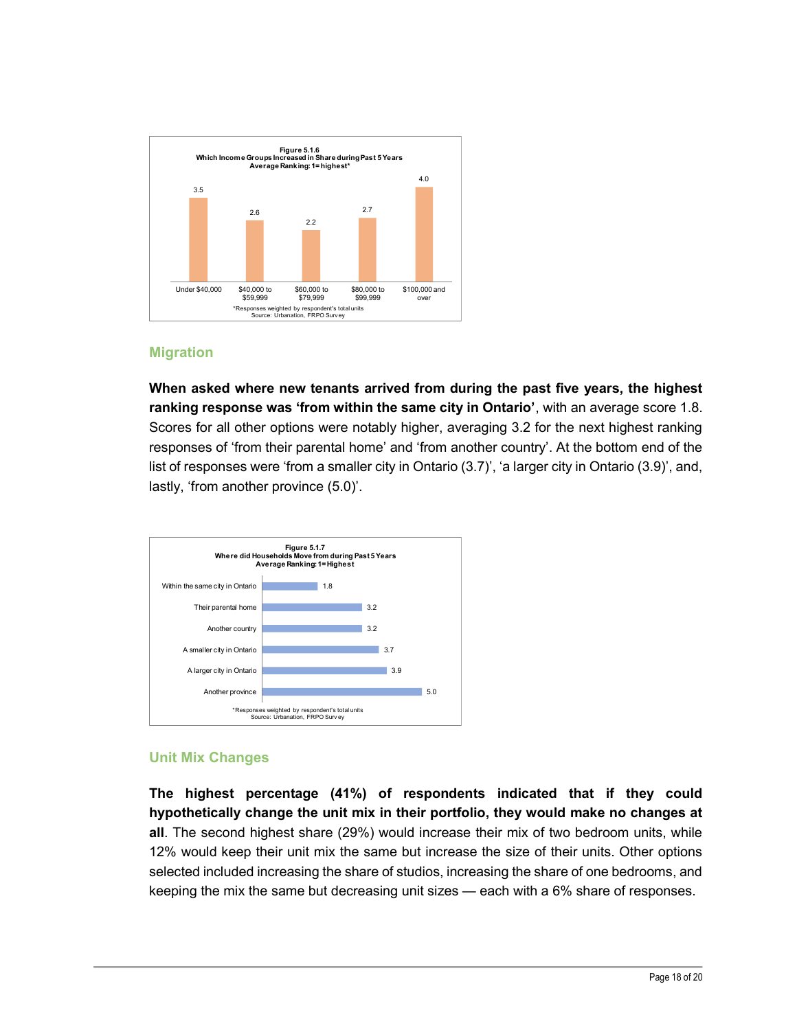**Figure 5.1.6**
**Which Income Groups Increased in Share during Past 5 Years**
**Average Ranking: 1=highest***

| Under $40,000 | $40,000 to $59,999 | $60,000 to $79,999 | $80,000 to $99,999 | $100,000 and over |
|---|---|---|---|---|
| 3.5 | 2.6 | 2.2 | 2.7 | 4.0 |

*Responses weighted by respondent's total units
Source: Urbanation, FRPO Survey

## Migration

**When asked where new tenants arrived from during the past five years, the highest ranking response was 'from within the same city in Ontario'**, with an average score 1.8. Scores for all other options were notably higher, averaging 3.2 for the next highest ranking responses of 'from their parental home' and 'from another country'. At the bottom end of the list of responses were 'from a smaller city in Ontario (3.7)', 'a larger city in Ontario (3.9)', and, lastly, 'from another province (5.0)'.

**Figure 5.1.7**
**Where did Households Move from during Past 5 Years**
**Average Ranking: 1=Highest**

| Origin | Average Ranking |
|---|---|
| Within the same city in Ontario | 1.8 |
| Their parental home | 3.2 |
| Another country | 3.2 |
| A smaller city in Ontario | 3.7 |
| A larger city in Ontario | 3.9 |
| Another province | 5.0 |

*Responses weighted by respondent's total units
Source: Urbanation, FRPO Survey

## Unit Mix Changes

**The highest percentage (41%) of respondents indicated that if they could hypothetically change the unit mix in their portfolio, they would make no changes at all**. The second highest share (29%) would increase their mix of two bedroom units, while 12% would keep their unit mix the same but increase the size of their units. Other options selected included increasing the share of studios, increasing the share of one bedrooms, and keeping the mix the same but decreasing unit sizes — each with a 6% share of responses.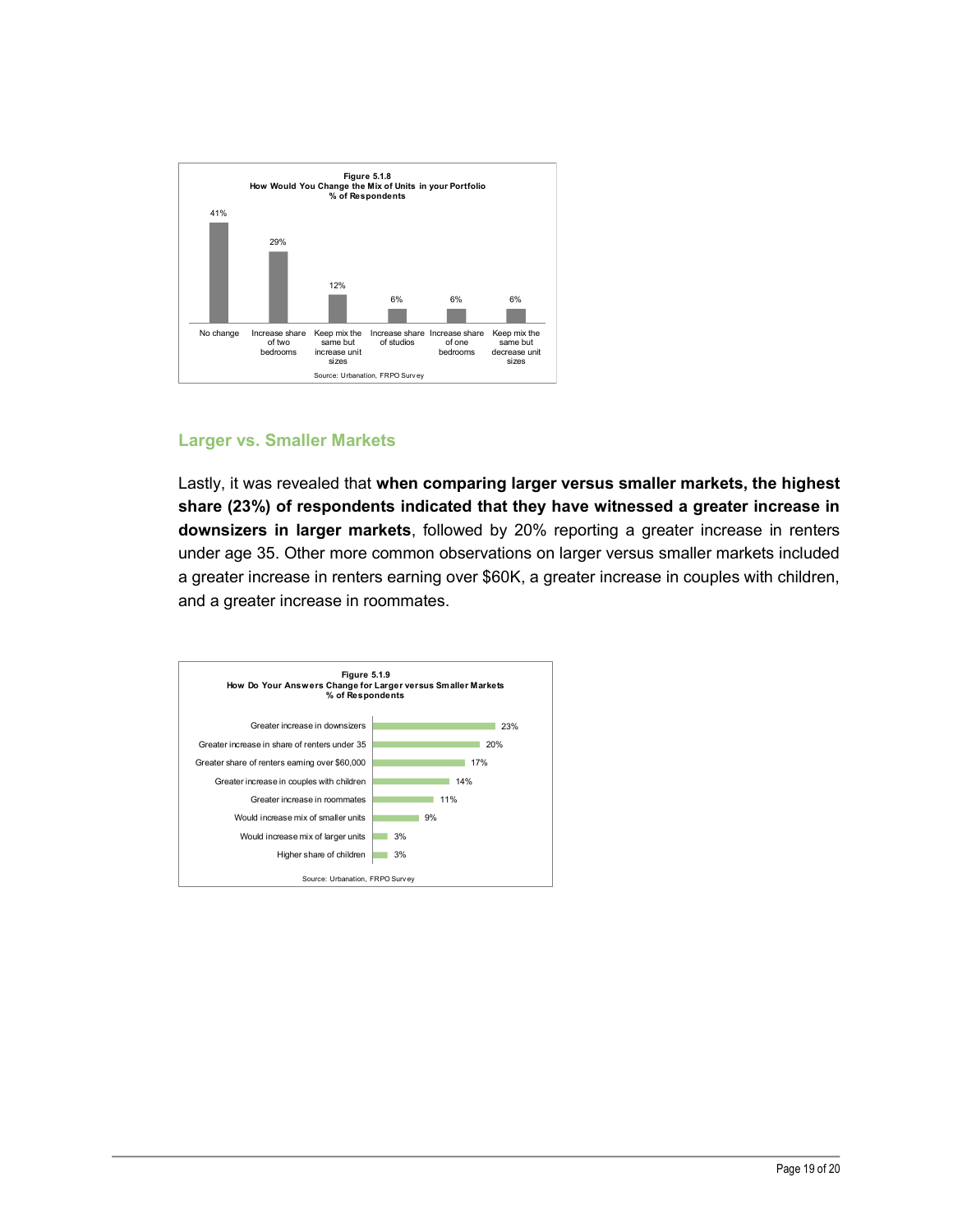**Figure 5.1.8**
**How Would You Change the Mix of Units in your Portfolio**
**% of Respondents**

| Response | % of Respondents |
|---|---|
| No change | 41% |
| Increase share of two bedrooms | 29% |
| Keep mix the same but increase unit sizes | 12% |
| Increase share of studios | 6% |
| Increase share of one bedrooms | 6% |
| Keep mix the same but decrease unit sizes | 6% |

Source: Urbanation, FRPO Survey

## Larger vs. Smaller Markets

Lastly, it was revealed that **when comparing larger versus smaller markets, the highest share (23%) of respondents indicated that they have witnessed a greater increase in downsizers in larger markets**, followed by 20% reporting a greater increase in renters under age 35. Other more common observations on larger versus smaller markets included a greater increase in renters earning over $60K, a greater increase in couples with children, and a greater increase in roommates.

**Figure 5.1.9**
**How Do Your Answers Change for Larger versus Smaller Markets**
**% of Respondents**

| Response | % of Respondents |
|---|---|
| Greater increase in downsizers | 23% |
| Greater increase in share of renters under 35 | 20% |
| Greater share of renters earning over $60,000 | 17% |
| Greater increase in couples with children | 14% |
| Greater increase in roommates | 11% |
| Would increase mix of smaller units | 9% |
| Would increase mix of larger units | 3% |
| Higher share of children | 3% |

Source: Urbanation, FRPO Survey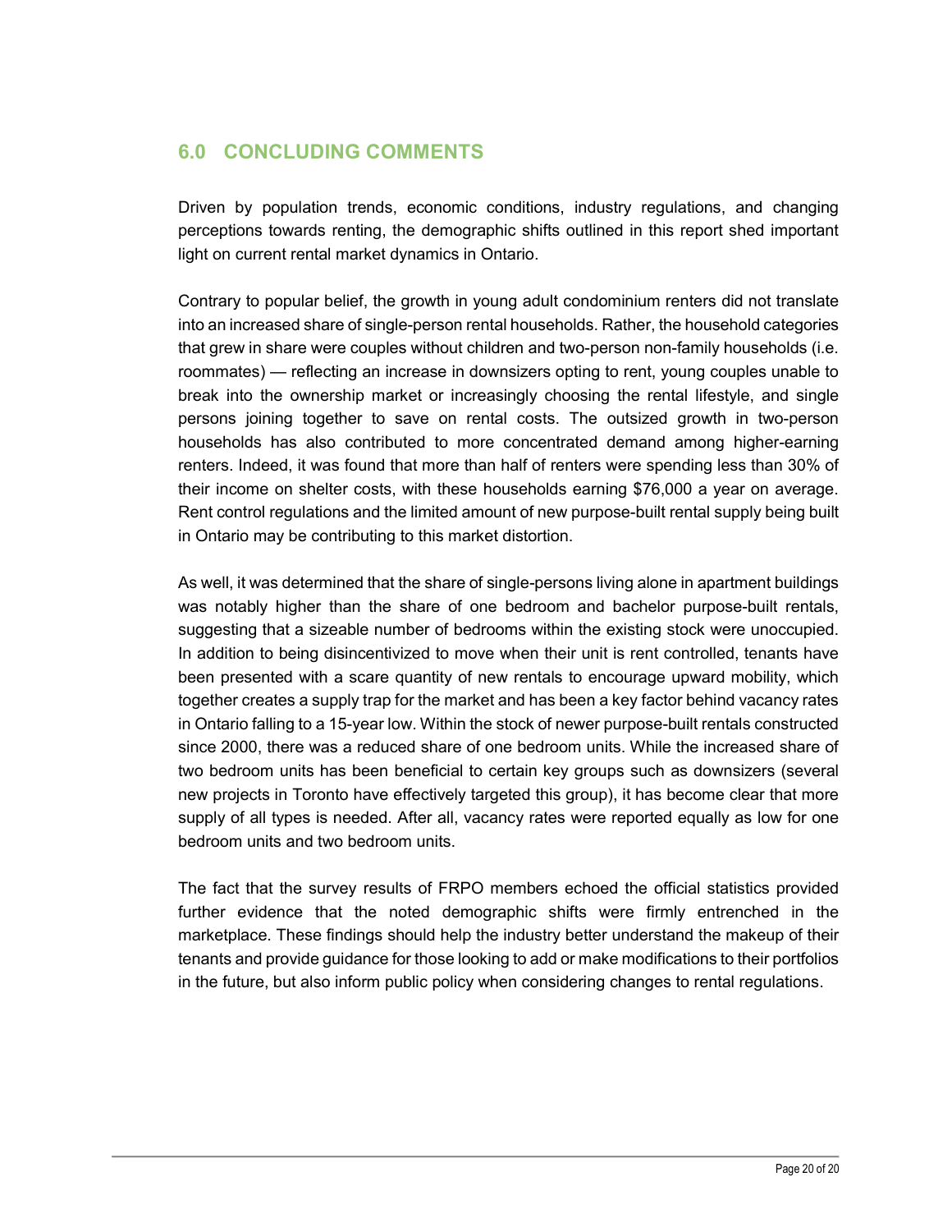## 6.0 CONCLUDING COMMENTS

Driven by population trends, economic conditions, industry regulations, and changing perceptions towards renting, the demographic shifts outlined in this report shed important light on current rental market dynamics in Ontario.

Contrary to popular belief, the growth in young adult condominium renters did not translate into an increased share of single-person rental households. Rather, the household categories that grew in share were couples without children and two-person non-family households (i.e. roommates) — reflecting an increase in downsizers opting to rent, young couples unable to break into the ownership market or increasingly choosing the rental lifestyle, and single persons joining together to save on rental costs. The outsized growth in two-person households has also contributed to more concentrated demand among higher-earning renters. Indeed, it was found that more than half of renters were spending less than 30% of their income on shelter costs, with these households earning $76,000 a year on average. Rent control regulations and the limited amount of new purpose-built rental supply being built in Ontario may be contributing to this market distortion.

As well, it was determined that the share of single-persons living alone in apartment buildings was notably higher than the share of one bedroom and bachelor purpose-built rentals, suggesting that a sizeable number of bedrooms within the existing stock were unoccupied. In addition to being disincentivized to move when their unit is rent controlled, tenants have been presented with a scare quantity of new rentals to encourage upward mobility, which together creates a supply trap for the market and has been a key factor behind vacancy rates in Ontario falling to a 15-year low. Within the stock of newer purpose-built rentals constructed since 2000, there was a reduced share of one bedroom units. While the increased share of two bedroom units has been beneficial to certain key groups such as downsizers (several new projects in Toronto have effectively targeted this group), it has become clear that more supply of all types is needed. After all, vacancy rates were reported equally as low for one bedroom units and two bedroom units.

The fact that the survey results of FRPO members echoed the official statistics provided further evidence that the noted demographic shifts were firmly entrenched in the marketplace. These findings should help the industry better understand the makeup of their tenants and provide guidance for those looking to add or make modifications to their portfolios in the future, but also inform public policy when considering changes to rental regulations.